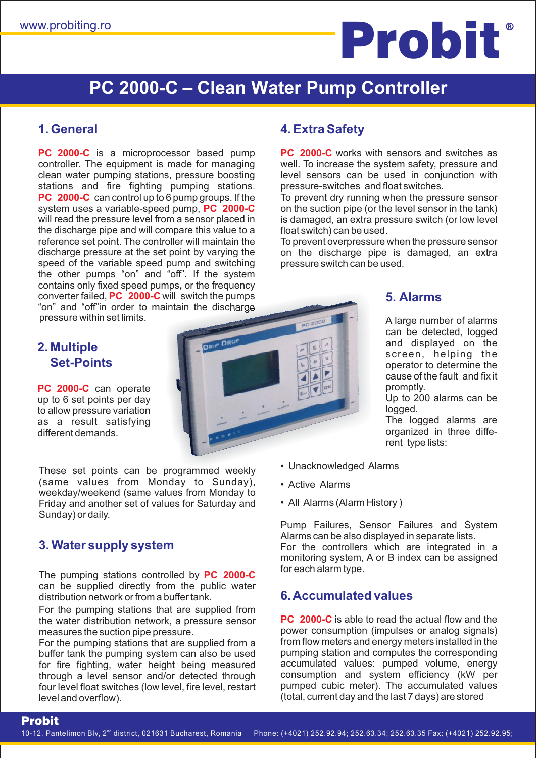# PC 2000-C – Clean Water Pump Controller

## 1. General

**PC 2000-C** is a microprocessor based pump controller. The equipment is made for managing clean water pumping stations, pressure boosting stations and fire fighting pumping stations. **PC 2000-C** can control up to 6 pump groups. If the system uses a variable-speed pump, **PC 2000-C** will read the pressure level from a sensor placed in the discharge pipe and will compare this value to a reference set point. The controller will maintain the discharge pressure at the set point by varying the speed of the variable speed pump and switching the other pumps "on" and "off". If the system contains only fixed speed pumps, or the frequency converter failed, **PC 2000-C** will switch the pumps "on" and "off"in order to maintain the discharge pressure within set limits.

## 2. Multiple Set-Points

**PC 2000-C** can operate up to 6 set points per day to allow pressure variation as a result satisfying different demands.

These set points can be programmed weekly (same values from Monday to Sunday), weekday/weekend (same values from Monday to Friday and another set of values for Saturday and Sunday) or daily.

## 3. Water supply system

The pumping stations controlled by **PC 2000-C** can be supplied directly from the public water distribution network or from a buffer tank.

For the pumping stations that are supplied from the water distribution network, a pressure sensor measures the suction pipe pressure.

For the pumping stations that are supplied from a buffer tank the pumping system can also be used for fire fighting, water height being measured through a level sensor and/or detected through four level float switches (low level, fire level, restart level and overflow).

## 4. Extra Safety

**PC 2000-C** works with sensors and switches as well. To increase the system safety, pressure and level sensors can be used in conjunction with pressure-switches and float switches.

To prevent dry running when the pressure sensor on the suction pipe (or the level sensor in the tank) is damaged, an extra pressure switch (or low level float switch) can be used.

To prevent overpressure when the pressure sensor on the discharge pipe is damaged, an extra pressure switch can be used.

## 5. Alarms

A large number of alarms can be detected, logged and displayed on the screen, helping the operator to determine the cause of the fault and fix it promptly.

Up to 200 alarms can be logged.

The logged alarms are organized in three different type lists:

- Unacknowledged Alarms
- Active Alarms
- All Alarms (Alarm History )

Pump Failures, Sensor Failures and System Alarms can be also displayed in separate lists.

For the controllers which are integrated in a monitoring system, A or B index can be assigned for each alarm type.

## 6. Accumulated values

**PC 2000-C** is able to read the actual flow and the power consumption (impulses or analog signals) from flow meters and energy meters installed in the pumping station and computes the corresponding accumulated values: pumped volume, energy consumption and system efficiency (kW per pumped cubic meter). The accumulated values (total, current day and the last 7 days) are stored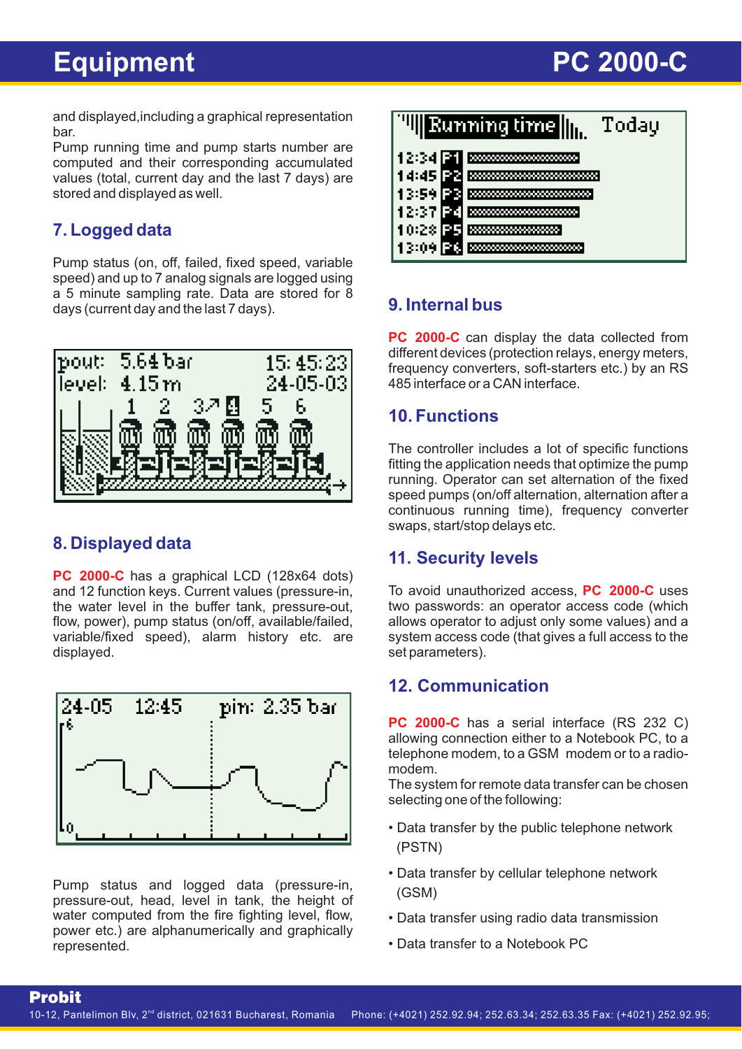and displayed,including a graphical representation bar.
Pump running time and pump starts number are computed and their corresponding accumulated values (total, current day and the last 7 days) are stored and displayed as well.

## 7. Logged data

Pump status (on, off, failed, fixed speed, variable speed) and up to 7 analog signals are logged using a 5 minute sampling rate. Data are stored for 8 days (current day and the last 7 days).

pout: 5.64 bar
level: 4.15 m
15:45:23
24-05-03
1 2 3 4 5 6

## 8. Displayed data

**PC 2000-C** has a graphical LCD (128x64 dots) and 12 function keys. Current values (pressure-in, the water level in the buffer tank, pressure-out, flow, power), pump status (on/off, available/failed, variable/fixed speed), alarm history etc. are displayed.

24-05 12:45 pin: 2.35 bar
6
0

Pump status and logged data (pressure-in, pressure-out, head, level in tank, the height of water computed from the fire fighting level, flow, power etc.) are alphanumerically and graphically represented.

Running time Today
12:34 P1
14:45 P2
13:59 P3
12:37 P4
10:28 P5
13:09 P6

## 9. Internal bus

**PC 2000-C** can display the data collected from different devices (protection relays, energy meters, frequency converters, soft-starters etc.) by an RS 485 interface or a CAN interface.

## 10. Functions

The controller includes a lot of specific functions fitting the application needs that optimize the pump running. Operator can set alternation of the fixed speed pumps (on/off alternation, alternation after a continuous running time), frequency converter swaps, start/stop delays etc.

## 11. Security levels

To avoid unauthorized access, **PC 2000-C** uses two passwords: an operator access code (which allows operator to adjust only some values) and a system access code (that gives a full access to the set parameters).

## 12. Communication

**PC 2000-C** has a serial interface (RS 232 C) allowing connection either to a Notebook PC, to a telephone modem, to a GSM modem or to a radio-modem.
The system for remote data transfer can be chosen selecting one of the following:

- Data transfer by the public telephone network (PSTN)
- Data transfer by cellular telephone network (GSM)
- Data transfer using radio data transmission
- Data transfer to a Notebook PC